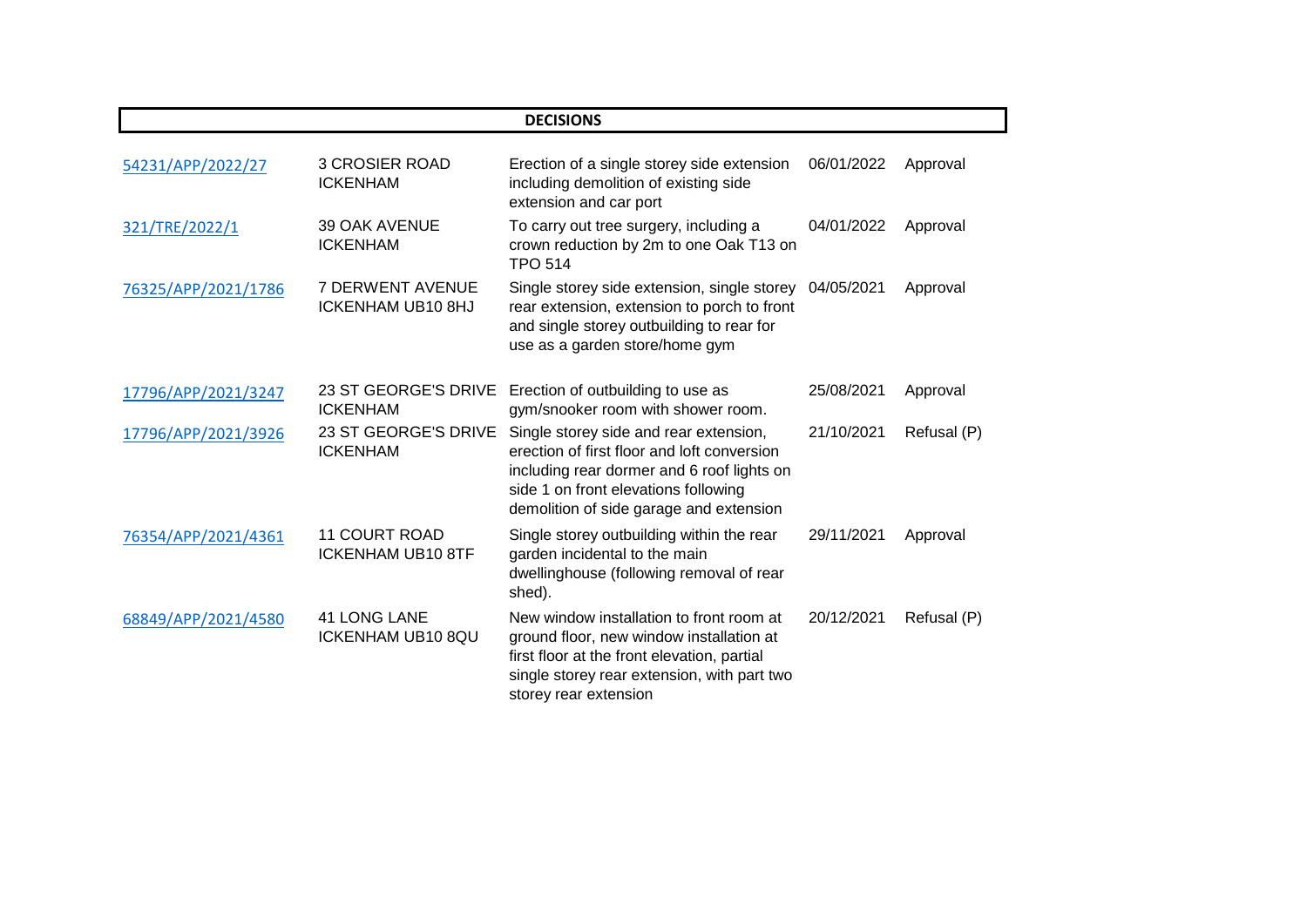## DECISIONS

| | | | | |
|---|---|---|---|---|
| 54231/APP/2022/27 | 3 CROSIER ROAD ICKENHAM | Erection of a single storey side extension including demolition of existing side extension and car port | 06/01/2022 | Approval |
| 321/TRE/2022/1 | 39 OAK AVENUE ICKENHAM | To carry out tree surgery, including a crown reduction by 2m to one Oak T13 on TPO 514 | 04/01/2022 | Approval |
| 76325/APP/2021/1786 | 7 DERWENT AVENUE ICKENHAM UB10 8HJ | Single storey side extension, single storey rear extension, extension to porch to front and single storey outbuilding to rear for use as a garden store/home gym | 04/05/2021 | Approval |
| 17796/APP/2021/3247 | 23 ST GEORGE'S DRIVE ICKENHAM | Erection of outbuilding to use as gym/snooker room with shower room. | 25/08/2021 | Approval |
| 17796/APP/2021/3926 | 23 ST GEORGE'S DRIVE ICKENHAM | Single storey side and rear extension, erection of first floor and loft conversion including rear dormer and 6 roof lights on side 1 on front elevations following demolition of side garage and extension | 21/10/2021 | Refusal (P) |
| 76354/APP/2021/4361 | 11 COURT ROAD ICKENHAM UB10 8TF | Single storey outbuilding within the rear garden incidental to the main dwellinghouse (following removal of rear shed). | 29/11/2021 | Approval |
| 68849/APP/2021/4580 | 41 LONG LANE ICKENHAM UB10 8QU | New window installation to front room at ground floor, new window installation at first floor at the front elevation, partial single storey rear extension, with part two storey rear extension | 20/12/2021 | Refusal (P) |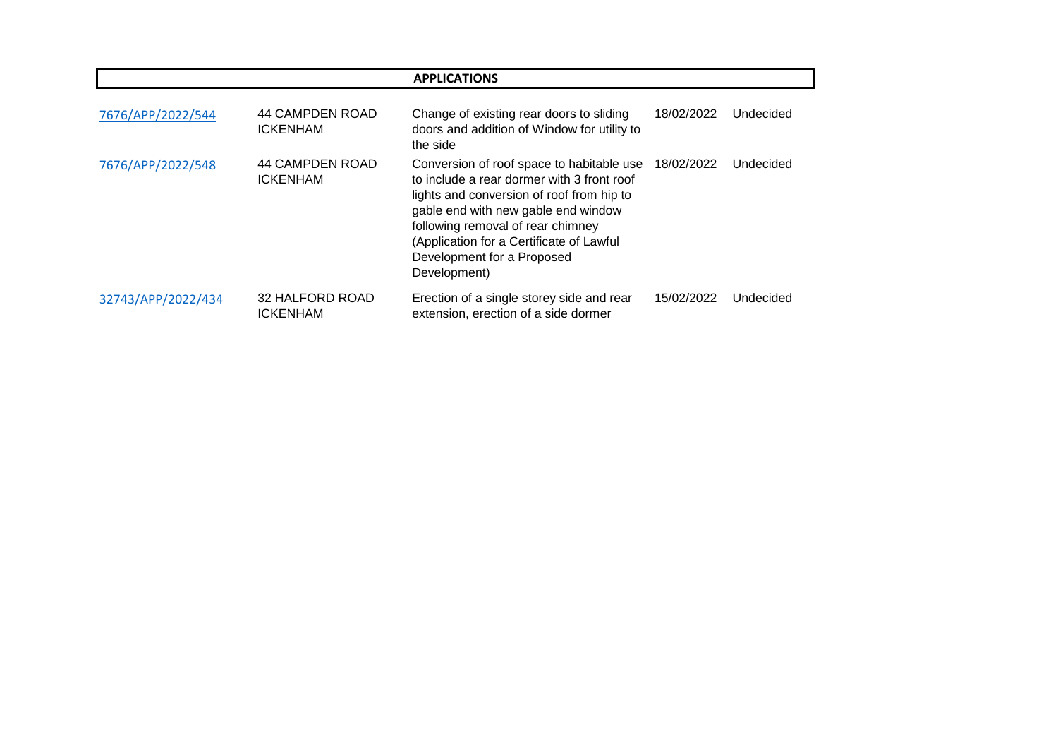## APPLICATIONS

| | | | | |
|---|---|---|---|---|
| 7676/APP/2022/544 | 44 CAMPDEN ROAD ICKENHAM | Change of existing rear doors to sliding doors and addition of Window for utility to the side | 18/02/2022 | Undecided |
| 7676/APP/2022/548 | 44 CAMPDEN ROAD ICKENHAM | Conversion of roof space to habitable use to include a rear dormer with 3 front roof lights and conversion of roof from hip to gable end with new gable end window following removal of rear chimney (Application for a Certificate of Lawful Development for a Proposed Development) | 18/02/2022 | Undecided |
| 32743/APP/2022/434 | 32 HALFORD ROAD ICKENHAM | Erection of a single storey side and rear extension, erection of a side dormer | 15/02/2022 | Undecided |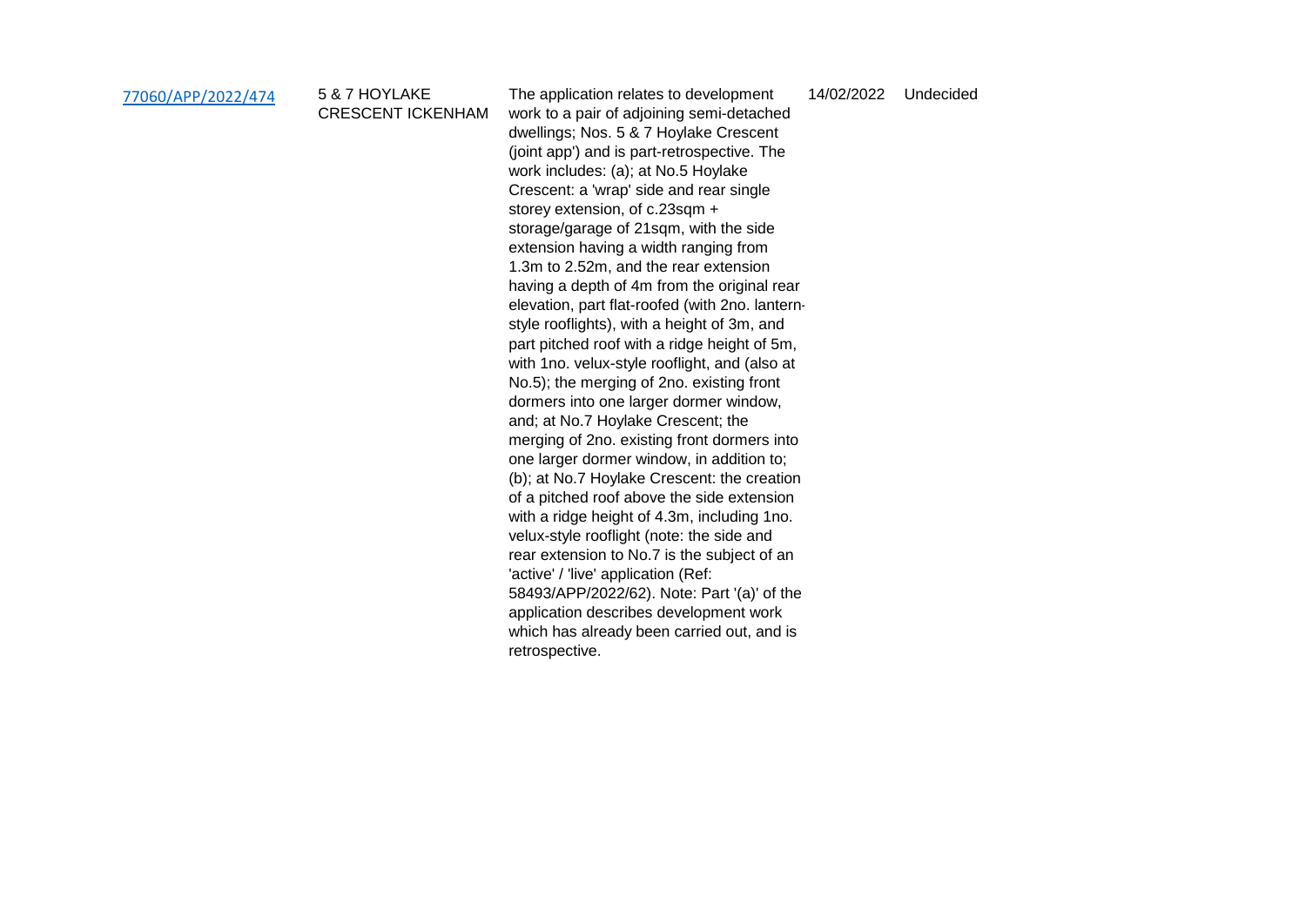| | | | | |
|---|---|---|---|---|
| [77060/APP/2022/474]() | 5 & 7 HOYLAKE CRESCENT ICKENHAM | The application relates to development work to a pair of adjoining semi-detached dwellings; Nos. 5 & 7 Hoylake Crescent (joint app') and is part-retrospective. The work includes: (a); at No.5 Hoylake Crescent: a 'wrap' side and rear single storey extension, of c.23sqm + storage/garage of 21sqm, with the side extension having a width ranging from 1.3m to 2.52m, and the rear extension having a depth of 4m from the original rear elevation, part flat-roofed (with 2no. lantern-style rooflights), with a height of 3m, and part pitched roof with a ridge height of 5m, with 1no. velux-style rooflight, and (also at No.5); the merging of 2no. existing front dormers into one larger dormer window, and; at No.7 Hoylake Crescent; the merging of 2no. existing front dormers into one larger dormer window, in addition to; (b); at No.7 Hoylake Crescent: the creation of a pitched roof above the side extension with a ridge height of 4.3m, including 1no. velux-style rooflight (note: the side and rear extension to No.7 is the subject of an 'active' / 'live' application (Ref: 58493/APP/2022/62). Note: Part '(a)' of the application describes development work which has already been carried out, and is retrospective. | 14/02/2022 | Undecided |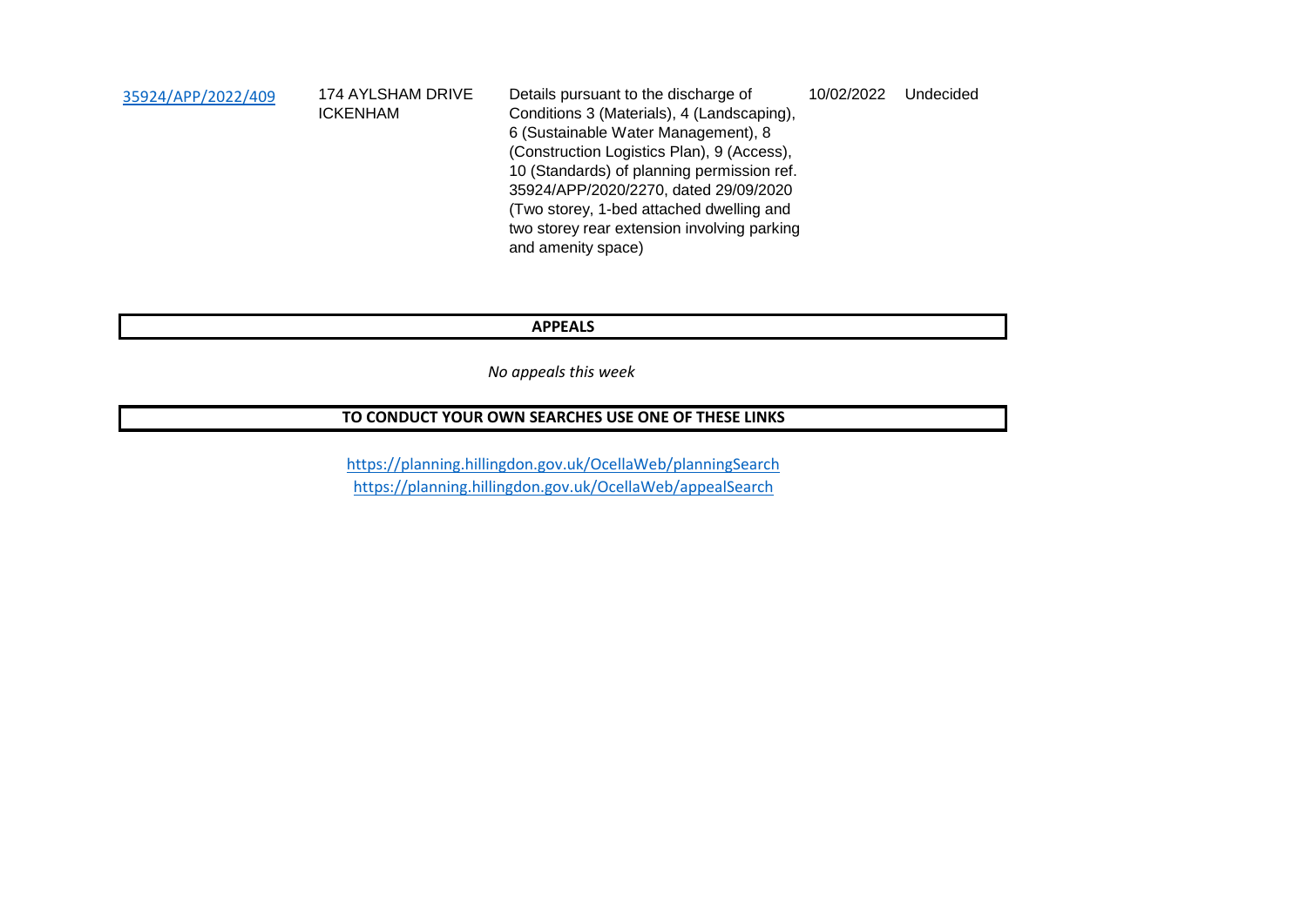| | | | | |
|---|---|---|---|---|
| 35924/APP/2022/409 | 174 AYLSHAM DRIVE ICKENHAM | Details pursuant to the discharge of Conditions 3 (Materials), 4 (Landscaping), 6 (Sustainable Water Management), 8 (Construction Logistics Plan), 9 (Access), 10 (Standards) of planning permission ref. 35924/APP/2020/2270, dated 29/09/2020 (Two storey, 1-bed attached dwelling and two storey rear extension involving parking and amenity space) | 10/02/2022 | Undecided |

## APPEALS

*No appeals this week*

## TO CONDUCT YOUR OWN SEARCHES USE ONE OF THESE LINKS

https://planning.hillingdon.gov.uk/OcellaWeb/planningSearch

https://planning.hillingdon.gov.uk/OcellaWeb/appealSearch